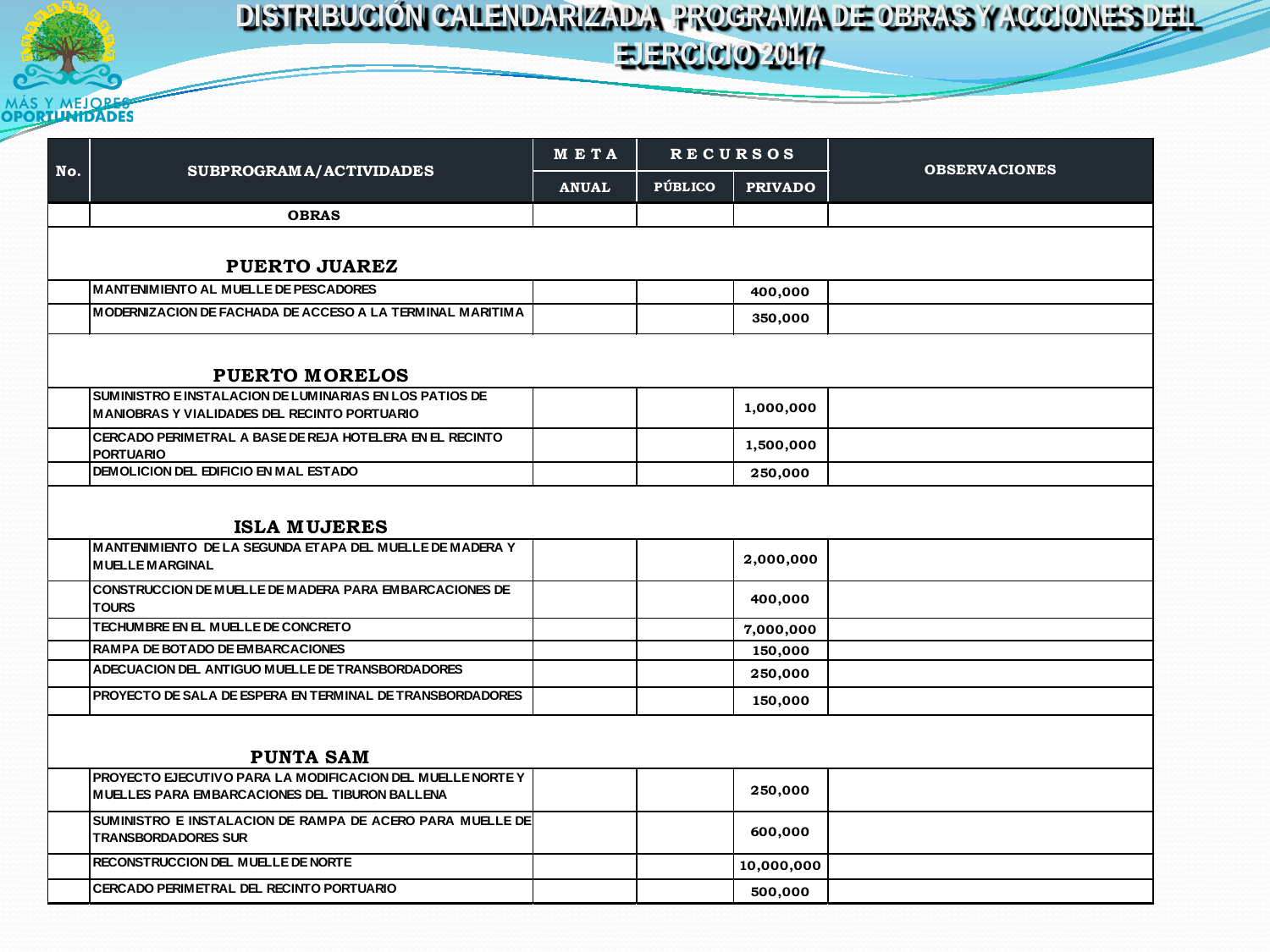# DISTRIBUCIÓN CALENDARIZADA PROGRAMA DE OBRAS Y ACCIONES DEL EJERCICIO 2017

MÁS Y MEJORES OPORTUNIDADES

| No. | SUBPROGRAMA/ACTIVIDADES | META | RECURSOS | | OBSERVACIONES |
|---|---|---|---|---|---|
| | | ANUAL | PÚBLICO | PRIVADO | |
| | **OBRAS** | | | | |
| | **PUERTO JUAREZ** | | | | |
| | MANTENIMIENTO AL MUELLE DE PESCADORES | | | 400,000 | |
| | MODERNIZACION DE FACHADA DE ACCESO A LA TERMINAL MARITIMA | | | 350,000 | |
| | **PUERTO MORELOS** | | | | |
| | SUMINISTRO E INSTALACION DE LUMINARIAS EN LOS PATIOS DE MANIOBRAS Y VIALIDADES DEL RECINTO PORTUARIO | | | 1,000,000 | |
| | CERCADO PERIMETRAL A BASE DE REJA HOTELERA EN EL RECINTO PORTUARIO | | | 1,500,000 | |
| | DEMOLICION DEL EDIFICIO EN MAL ESTADO | | | 250,000 | |
| | **ISLA MUJERES** | | | | |
| | MANTENIMIENTO DE LA SEGUNDA ETAPA DEL MUELLE DE MADERA Y MUELLE MARGINAL | | | 2,000,000 | |
| | CONSTRUCCION DE MUELLE DE MADERA PARA EMBARCACIONES DE TOURS | | | 400,000 | |
| | TECHUMBRE EN EL MUELLE DE CONCRETO | | | 7,000,000 | |
| | RAMPA DE BOTADO DE EMBARCACIONES | | | 150,000 | |
| | ADECUACION DEL ANTIGUO MUELLE DE TRANSBORDADORES | | | 250,000 | |
| | PROYECTO DE SALA DE ESPERA EN TERMINAL DE TRANSBORDADORES | | | 150,000 | |
| | **PUNTA SAM** | | | | |
| | PROYECTO EJECUTIVO PARA LA MODIFICACION DEL MUELLE NORTE Y MUELLES PARA EMBARCACIONES DEL TIBURON BALLENA | | | 250,000 | |
| | SUMINISTRO E INSTALACION DE RAMPA DE ACERO PARA MUELLE DE TRANSBORDADORES SUR | | | 600,000 | |
| | RECONSTRUCCION DEL MUELLE DE NORTE | | | 10,000,000 | |
| | CERCADO PERIMETRAL DEL RECINTO PORTUARIO | | | 500,000 | |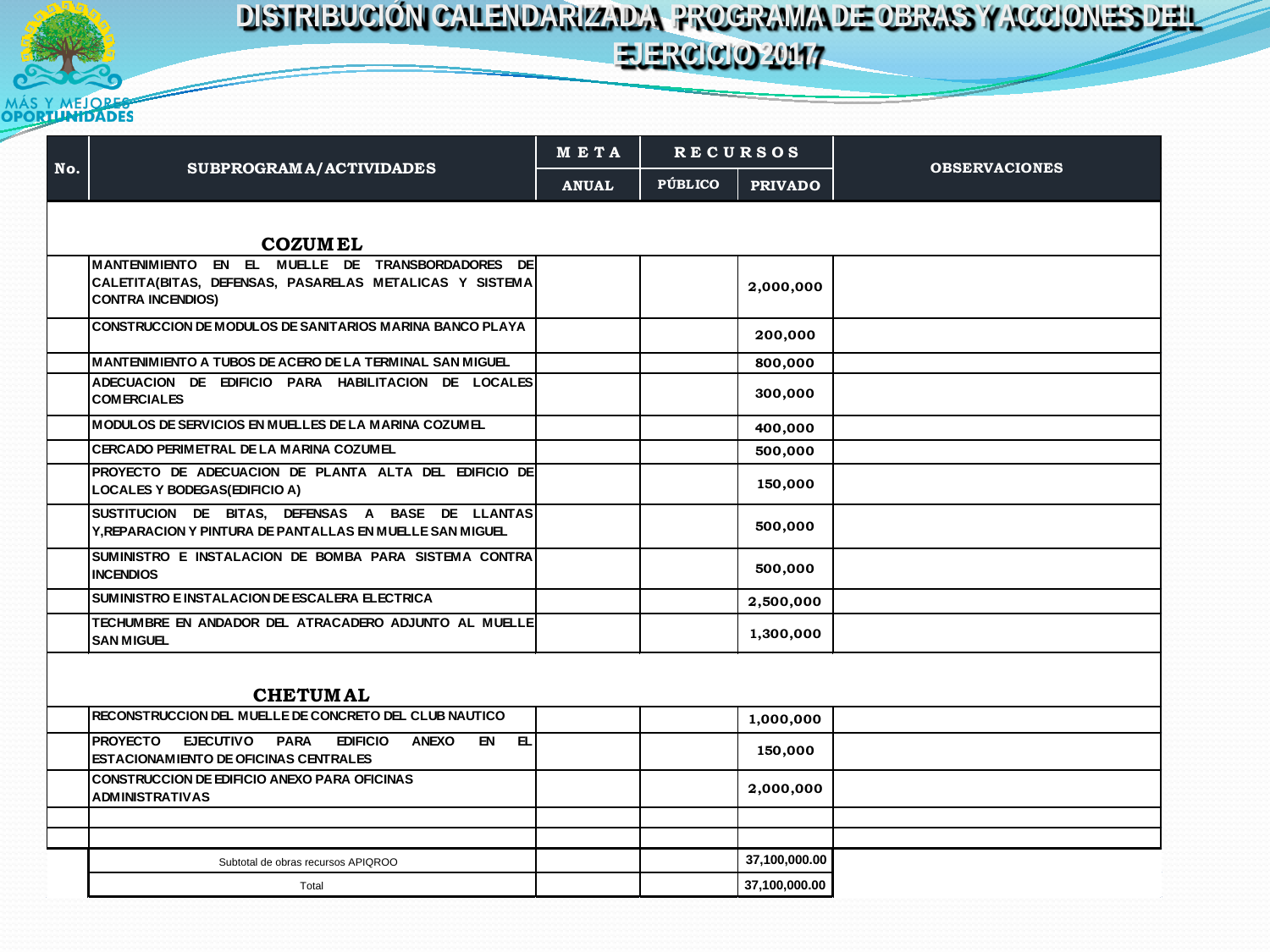# DISTRIBUCIÓN CALENDARIZADA PROGRAMA DE OBRAS Y ACCIONES DEL EJERCICIO 2017

MÁS Y MEJORES OPORTUNIDADES

| No. | SUBPROGRAMA/ACTIVIDADES | META | RECURSOS | | OBSERVACIONES |
|---|---|---|---|---|---|
| | | ANUAL | PÚBLICO | PRIVADO | |
| | **COZUMEL** | | | | |
| | MANTENIMIENTO EN EL MUELLE DE TRANSBORDADORES DE CALETITA(BITAS, DEFENSAS, PASARELAS METALICAS Y SISTEMA CONTRA INCENDIOS) | | | 2,000,000 | |
| | CONSTRUCCION DE MODULOS DE SANITARIOS MARINA BANCO PLAYA | | | 200,000 | |
| | MANTENIMIENTO A TUBOS DE ACERO DE LA TERMINAL SAN MIGUEL | | | 800,000 | |
| | ADECUACION DE EDIFICIO PARA HABILITACION DE LOCALES COMERCIALES | | | 300,000 | |
| | MODULOS DE SERVICIOS EN MUELLES DE LA MARINA COZUMEL | | | 400,000 | |
| | CERCADO PERIMETRAL DE LA MARINA COZUMEL | | | 500,000 | |
| | PROYECTO DE ADECUACION DE PLANTA ALTA DEL EDIFICIO DE LOCALES Y BODEGAS(EDIFICIO A) | | | 150,000 | |
| | SUSTITUCION DE BITAS, DEFENSAS A BASE DE LLANTAS Y,REPARACION Y PINTURA DE PANTALLAS EN MUELLE SAN MIGUEL | | | 500,000 | |
| | SUMINISTRO E INSTALACION DE BOMBA PARA SISTEMA CONTRA INCENDIOS | | | 500,000 | |
| | SUMINISTRO E INSTALACION DE ESCALERA ELECTRICA | | | 2,500,000 | |
| | TECHUMBRE EN ANDADOR DEL ATRACADERO ADJUNTO AL MUELLE SAN MIGUEL | | | 1,300,000 | |
| | **CHETUMAL** | | | | |
| | RECONSTRUCCION DEL MUELLE DE CONCRETO DEL CLUB NAUTICO | | | 1,000,000 | |
| | PROYECTO EJECUTIVO PARA EDIFICIO ANEXO EN EL ESTACIONAMIENTO DE OFICINAS CENTRALES | | | 150,000 | |
| | CONSTRUCCION DE EDIFICIO ANEXO PARA OFICINAS ADMINISTRATIVAS | | | 2,000,000 | |
| | | | | | |
| | | | | | |
| | Subtotal de obras recursos APIQROO | | | 37,100,000.00 | |
| | Total | | | 37,100,000.00 | |